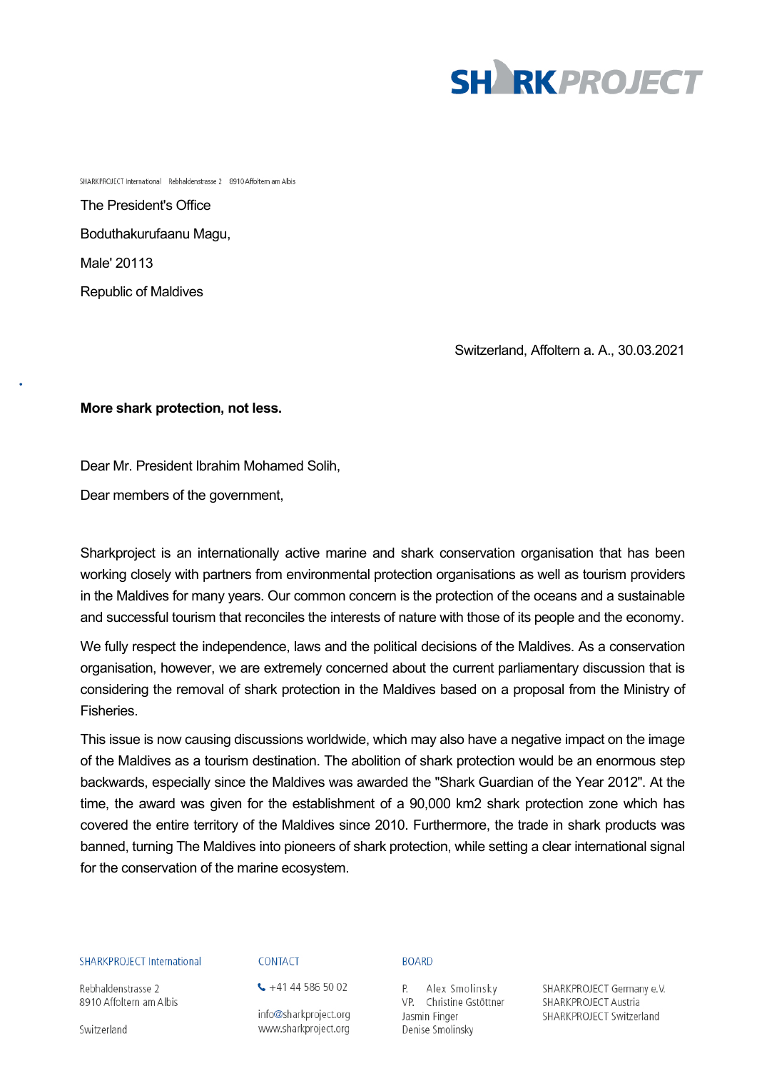SHARKPROJECT International Rebhaldenstrasse 2 8910 Affoltern am Albis

The President's Office

Boduthakurufaanu Magu,

Male' 20113

Republic of Maldives

Switzerland, Affoltern a. A., 30.03.2021

**More shark protection, not less.**

Dear Mr. President Ibrahim Mohamed Solih,

Dear members of the government,

Sharkproject is an internationally active marine and shark conservation organisation that has been working closely with partners from environmental protection organisations as well as tourism providers in the Maldives for many years. Our common concern is the protection of the oceans and a sustainable and successful tourism that reconciles the interests of nature with those of its people and the economy.

We fully respect the independence, laws and the political decisions of the Maldives. As a conservation organisation, however, we are extremely concerned about the current parliamentary discussion that is considering the removal of shark protection in the Maldives based on a proposal from the Ministry of Fisheries.

This issue is now causing discussions worldwide, which may also have a negative impact on the image of the Maldives as a tourism destination. The abolition of shark protection would be an enormous step backwards, especially since the Maldives was awarded the "Shark Guardian of the Year 2012". At the time, the award was given for the establishment of a 90,000 km2 shark protection zone which has covered the entire territory of the Maldives since 2010. Furthermore, the trade in shark products was banned, turning The Maldives into pioneers of shark protection, while setting a clear international signal for the conservation of the marine ecosystem.

SHARKPROJECT International
Rebhaldenstrasse 2
8910 Affoltern am Albis
Switzerland

CONTACT
+41 44 586 50 02
info@sharkproject.org
www.sharkproject.org

BOARD
P. Alex Smolinsky
VP. Christine Gstöttner
Jasmin Finger
Denise Smolinsky

SHARKPROJECT Germany e.V.
SHARKPROJECT Austria
SHARKPROJECT Switzerland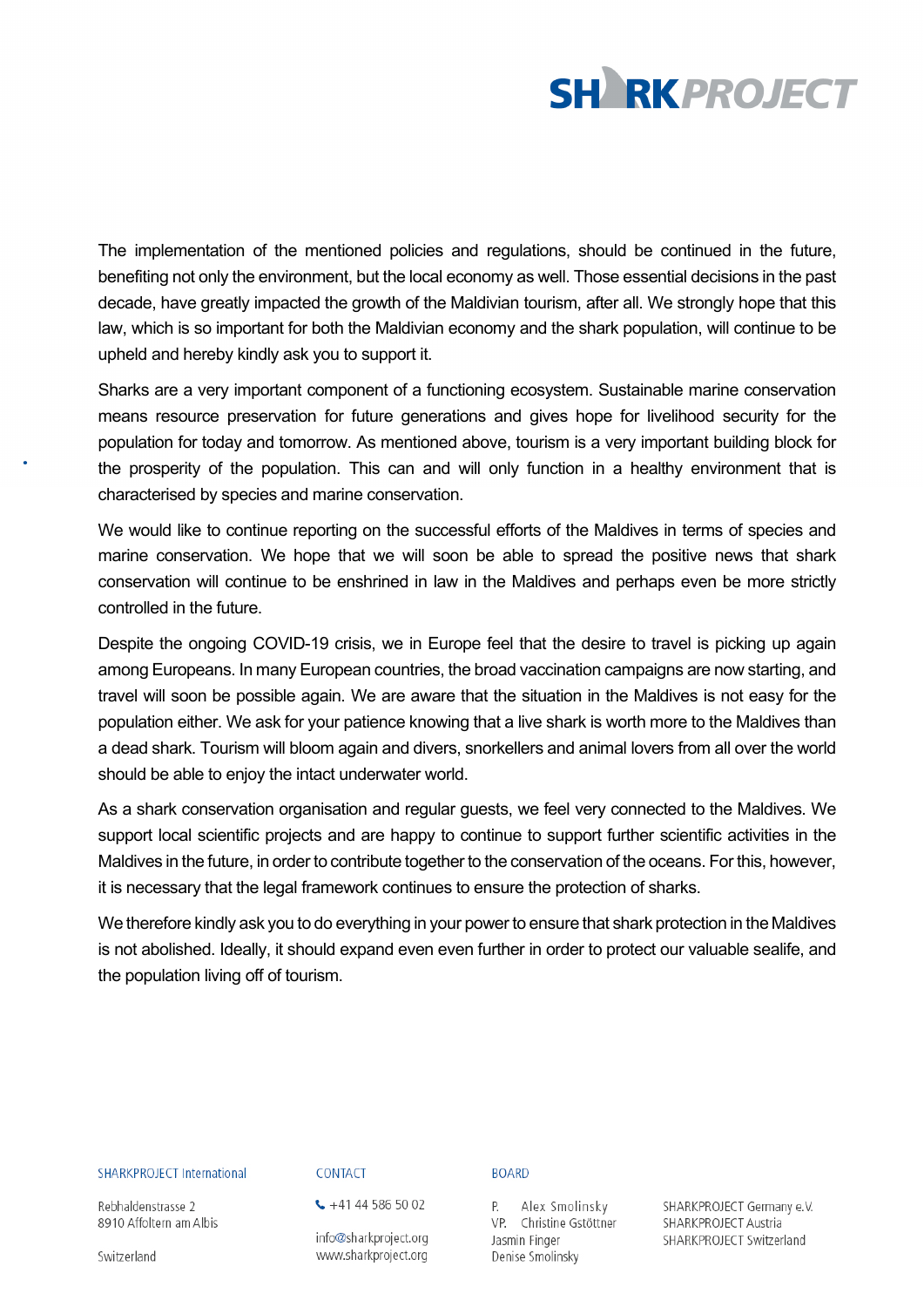The implementation of the mentioned policies and regulations, should be continued in the future, benefiting not only the environment, but the local economy as well. Those essential decisions in the past decade, have greatly impacted the growth of the Maldivian tourism, after all. We strongly hope that this law, which is so important for both the Maldivian economy and the shark population, will continue to be upheld and hereby kindly ask you to support it.

Sharks are a very important component of a functioning ecosystem. Sustainable marine conservation means resource preservation for future generations and gives hope for livelihood security for the population for today and tomorrow. As mentioned above, tourism is a very important building block for the prosperity of the population. This can and will only function in a healthy environment that is characterised by species and marine conservation.

We would like to continue reporting on the successful efforts of the Maldives in terms of species and marine conservation. We hope that we will soon be able to spread the positive news that shark conservation will continue to be enshrined in law in the Maldives and perhaps even be more strictly controlled in the future.

Despite the ongoing COVID-19 crisis, we in Europe feel that the desire to travel is picking up again among Europeans. In many European countries, the broad vaccination campaigns are now starting, and travel will soon be possible again. We are aware that the situation in the Maldives is not easy for the population either. We ask for your patience knowing that a live shark is worth more to the Maldives than a dead shark. Tourism will bloom again and divers, snorkellers and animal lovers from all over the world should be able to enjoy the intact underwater world.

As a shark conservation organisation and regular guests, we feel very connected to the Maldives. We support local scientific projects and are happy to continue to support further scientific activities in the Maldives in the future, in order to contribute together to the conservation of the oceans. For this, however, it is necessary that the legal framework continues to ensure the protection of sharks.

We therefore kindly ask you to do everything in your power to ensure that shark protection in the Maldives is not abolished. Ideally, it should expand even even further in order to protect our valuable sealife, and the population living off of tourism.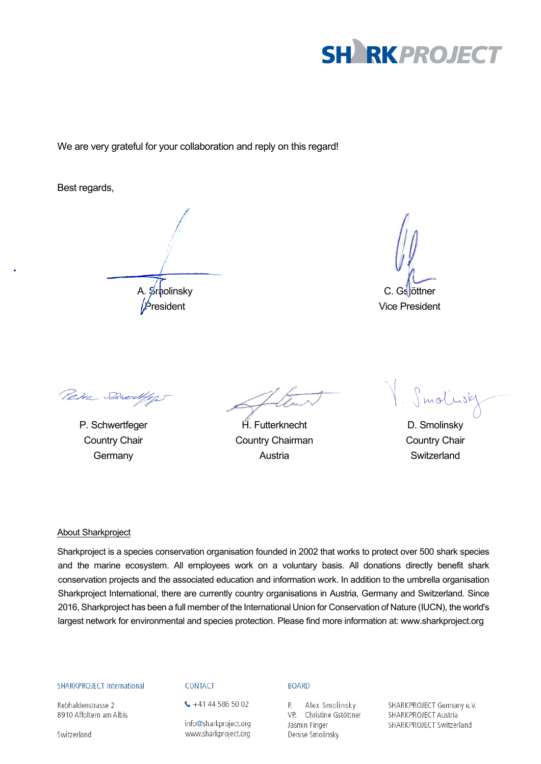We are very grateful for your collaboration and reply on this regard!

Best regards,

A. Smolinsky
President

C. Gstöttner
Vice President

P. Schwertfeger
Country Chair
Germany

H. Futterknecht
Country Chairman
Austria

D. Smolinsky
Country Chair
Switzerland

<u>About Sharkproject</u>

Sharkproject is a species conservation organisation founded in 2002 that works to protect over 500 shark species and the marine ecosystem. All employees work on a voluntary basis. All donations directly benefit shark conservation projects and the associated education and information work. In addition to the umbrella organisation Sharkproject International, there are currently country organisations in Austria, Germany and Switzerland. Since 2016, Sharkproject has been a full member of the International Union for Conservation of Nature (IUCN), the world's largest network for environmental and species protection. Please find more information at: www.sharkproject.org